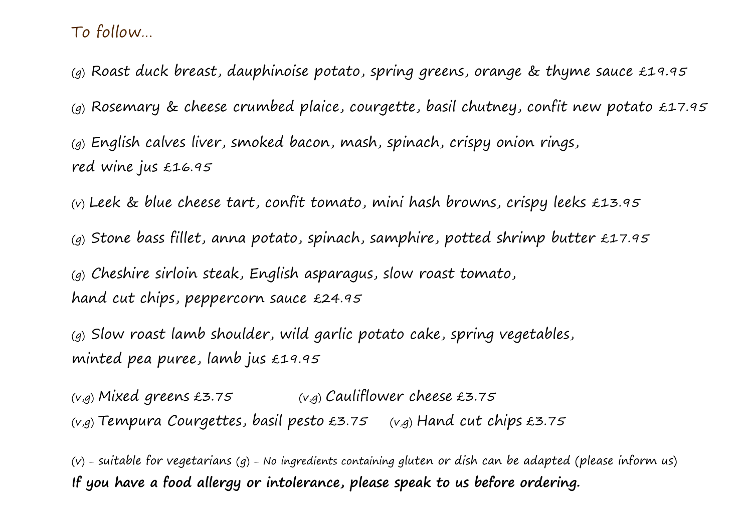## To follow...

(g) Roast duck breast, dauphinoise potato, spring greens, orange & thyme sauce £19.95

(g) Rosemary & cheese crumbed plaice, courgette, basil chutney, confit new potato £17.95

(g) English calves liver, smoked bacon, mash, spinach, crispy onion rings, red wine jus £16.95

(v) Leek & blue cheese tart, confit tomato, mini hash browns, crispy leeks £13.95

(g) Stone bass fillet, anna potato, spinach, samphire, potted shrimp butter £17.95

(g) Cheshire sirloin steak, English asparagus, slow roast tomato, hand cut chips, peppercorn sauce £24.95

(g) Slow roast lamb shoulder, wild garlic potato cake, spring vegetables, minted pea puree, lamb jus £19.95

(v,g) Mixed greens £3.75

(v,g) Cauliflower cheese £3.75

(v,g) Tempura Courgettes, basil pesto £3.75

(v,g) Hand cut chips £3.75

(v) - suitable for vegetarians (g) - No ingredients containing gluten or dish can be adapted (please inform us)

**If you have a food allergy or intolerance, please speak to us before ordering.**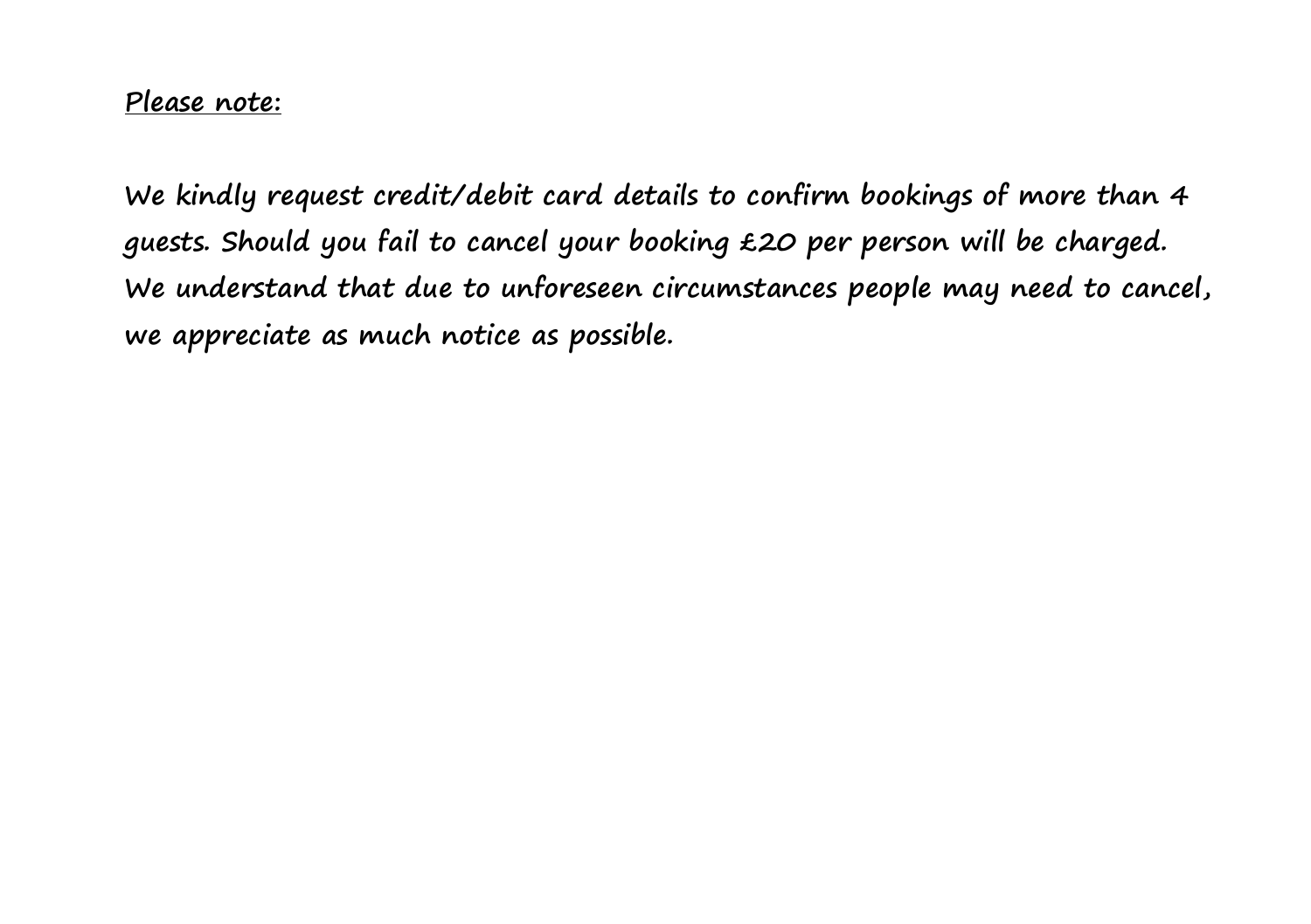**Please note:**

**We kindly request credit/debit card details to confirm bookings of more than 4 guests. Should you fail to cancel your booking £20 per person will be charged. We understand that due to unforeseen circumstances people may need to cancel, we appreciate as much notice as possible.**